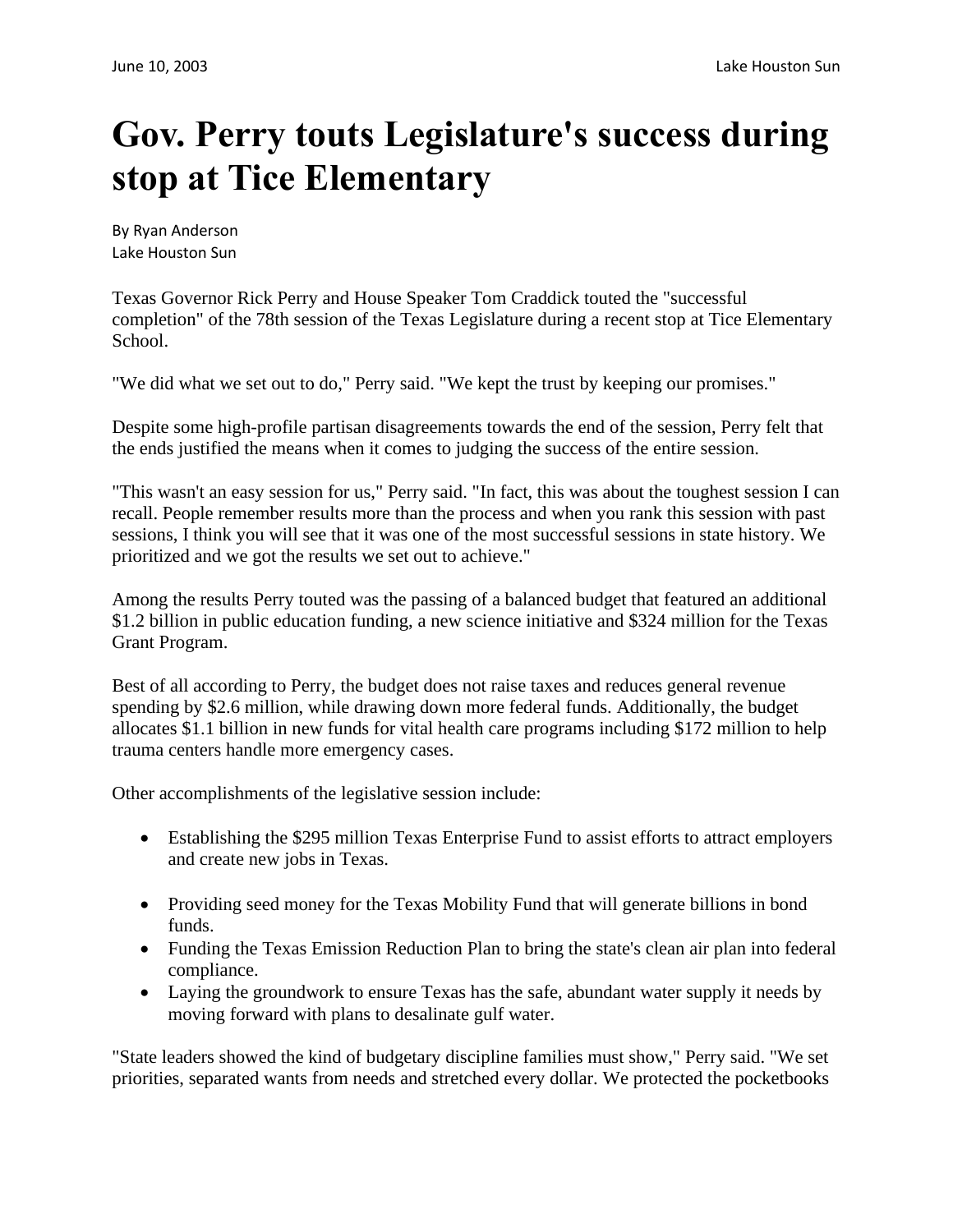June 10, 2003 Lake Houston Sun

# Gov. Perry touts Legislature's success during stop at Tice Elementary

By Ryan Anderson
Lake Houston Sun

Texas Governor Rick Perry and House Speaker Tom Craddick touted the "successful completion" of the 78th session of the Texas Legislature during a recent stop at Tice Elementary School.

"We did what we set out to do," Perry said. "We kept the trust by keeping our promises."

Despite some high-profile partisan disagreements towards the end of the session, Perry felt that the ends justified the means when it comes to judging the success of the entire session.

"This wasn't an easy session for us," Perry said. "In fact, this was about the toughest session I can recall. People remember results more than the process and when you rank this session with past sessions, I think you will see that it was one of the most successful sessions in state history. We prioritized and we got the results we set out to achieve."

Among the results Perry touted was the passing of a balanced budget that featured an additional $1.2 billion in public education funding, a new science initiative and $324 million for the Texas Grant Program.

Best of all according to Perry, the budget does not raise taxes and reduces general revenue spending by $2.6 million, while drawing down more federal funds. Additionally, the budget allocates $1.1 billion in new funds for vital health care programs including $172 million to help trauma centers handle more emergency cases.

Other accomplishments of the legislative session include:

- Establishing the $295 million Texas Enterprise Fund to assist efforts to attract employers and create new jobs in Texas.
- Providing seed money for the Texas Mobility Fund that will generate billions in bond funds.
- Funding the Texas Emission Reduction Plan to bring the state's clean air plan into federal compliance.
- Laying the groundwork to ensure Texas has the safe, abundant water supply it needs by moving forward with plans to desalinate gulf water.

"State leaders showed the kind of budgetary discipline families must show," Perry said. "We set priorities, separated wants from needs and stretched every dollar. We protected the pocketbooks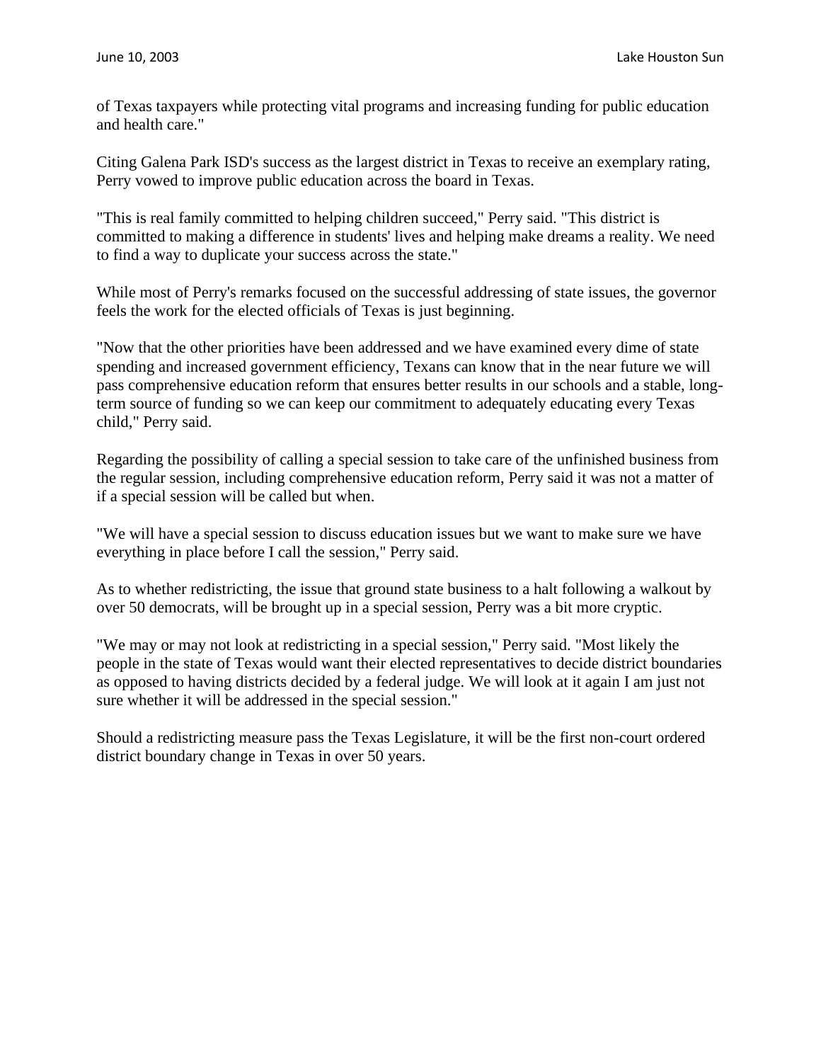of Texas taxpayers while protecting vital programs and increasing funding for public education and health care."

Citing Galena Park ISD's success as the largest district in Texas to receive an exemplary rating, Perry vowed to improve public education across the board in Texas.

"This is real family committed to helping children succeed," Perry said. "This district is committed to making a difference in students' lives and helping make dreams a reality. We need to find a way to duplicate your success across the state."

While most of Perry's remarks focused on the successful addressing of state issues, the governor feels the work for the elected officials of Texas is just beginning.

"Now that the other priorities have been addressed and we have examined every dime of state spending and increased government efficiency, Texans can know that in the near future we will pass comprehensive education reform that ensures better results in our schools and a stable, long-term source of funding so we can keep our commitment to adequately educating every Texas child," Perry said.

Regarding the possibility of calling a special session to take care of the unfinished business from the regular session, including comprehensive education reform, Perry said it was not a matter of if a special session will be called but when.

"We will have a special session to discuss education issues but we want to make sure we have everything in place before I call the session," Perry said.

As to whether redistricting, the issue that ground state business to a halt following a walkout by over 50 democrats, will be brought up in a special session, Perry was a bit more cryptic.

"We may or may not look at redistricting in a special session," Perry said. "Most likely the people in the state of Texas would want their elected representatives to decide district boundaries as opposed to having districts decided by a federal judge. We will look at it again I am just not sure whether it will be addressed in the special session."

Should a redistricting measure pass the Texas Legislature, it will be the first non-court ordered district boundary change in Texas in over 50 years.